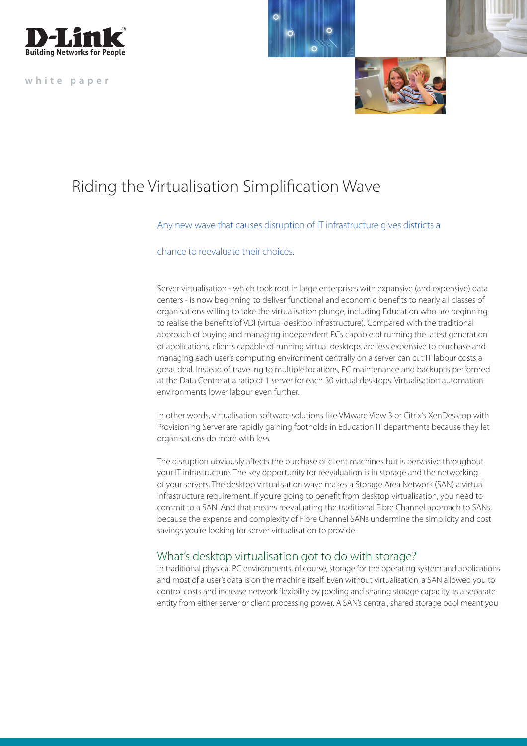D-Link
Building Networks for People

white paper

# Riding the Virtualisation Simplification Wave

Any new wave that causes disruption of IT infrastructure gives districts a chance to reevaluate their choices.

Server virtualisation - which took root in large enterprises with expansive (and expensive) data centers - is now beginning to deliver functional and economic benefits to nearly all classes of organisations willing to take the virtualisation plunge, including Education who are beginning to realise the benefits of VDI (virtual desktop infrastructure). Compared with the traditional approach of buying and managing independent PCs capable of running the latest generation of applications, clients capable of running virtual desktops are less expensive to purchase and managing each user's computing environment centrally on a server can cut IT labour costs a great deal. Instead of traveling to multiple locations, PC maintenance and backup is performed at the Data Centre at a ratio of 1 server for each 30 virtual desktops. Virtualisation automation environments lower labour even further.

In other words, virtualisation software solutions like VMware View 3 or Citrix's XenDesktop with Provisioning Server are rapidly gaining footholds in Education IT departments because they let organisations do more with less.

The disruption obviously affects the purchase of client machines but is pervasive throughout your IT infrastructure. The key opportunity for reevaluation is in storage and the networking of your servers. The desktop virtualisation wave makes a Storage Area Network (SAN) a virtual infrastructure requirement. If you're going to benefit from desktop virtualisation, you need to commit to a SAN. And that means reevaluating the traditional Fibre Channel approach to SANs, because the expense and complexity of Fibre Channel SANs undermine the simplicity and cost savings you're looking for server virtualisation to provide.

## What's desktop virtualisation got to do with storage?

In traditional physical PC environments, of course, storage for the operating system and applications and most of a user's data is on the machine itself. Even without virtualisation, a SAN allowed you to control costs and increase network flexibility by pooling and sharing storage capacity as a separate entity from either server or client processing power. A SAN's central, shared storage pool meant you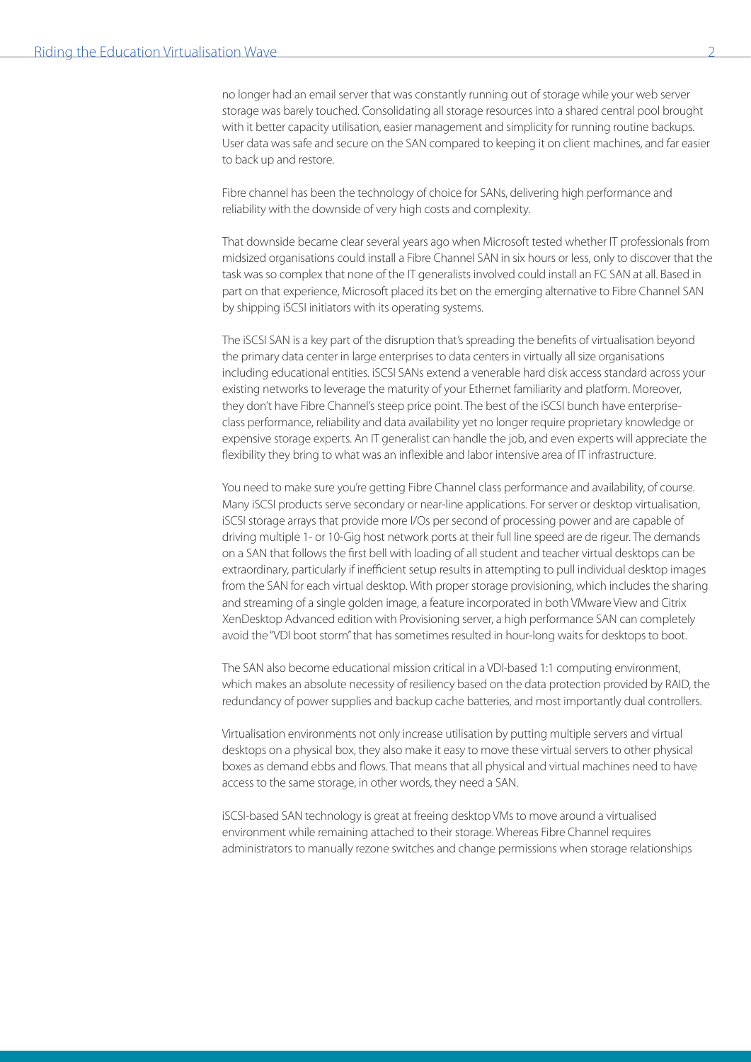no longer had an email server that was constantly running out of storage while your web server storage was barely touched. Consolidating all storage resources into a shared central pool brought with it better capacity utilisation, easier management and simplicity for running routine backups. User data was safe and secure on the SAN compared to keeping it on client machines, and far easier to back up and restore.

Fibre channel has been the technology of choice for SANs, delivering high performance and reliability with the downside of very high costs and complexity.

That downside became clear several years ago when Microsoft tested whether IT professionals from midsized organisations could install a Fibre Channel SAN in six hours or less, only to discover that the task was so complex that none of the IT generalists involved could install an FC SAN at all. Based in part on that experience, Microsoft placed its bet on the emerging alternative to Fibre Channel SAN by shipping iSCSI initiators with its operating systems.

The iSCSI SAN is a key part of the disruption that's spreading the benefits of virtualisation beyond the primary data center in large enterprises to data centers in virtually all size organisations including educational entities. iSCSI SANs extend a venerable hard disk access standard across your existing networks to leverage the maturity of your Ethernet familiarity and platform. Moreover, they don't have Fibre Channel's steep price point. The best of the iSCSI bunch have enterprise-class performance, reliability and data availability yet no longer require proprietary knowledge or expensive storage experts. An IT generalist can handle the job, and even experts will appreciate the flexibility they bring to what was an inflexible and labor intensive area of IT infrastructure.

You need to make sure you're getting Fibre Channel class performance and availability, of course. Many iSCSI products serve secondary or near-line applications. For server or desktop virtualisation, iSCSI storage arrays that provide more I/Os per second of processing power and are capable of driving multiple 1- or 10-Gig host network ports at their full line speed are de rigeur. The demands on a SAN that follows the first bell with loading of all student and teacher virtual desktops can be extraordinary, particularly if inefficient setup results in attempting to pull individual desktop images from the SAN for each virtual desktop. With proper storage provisioning, which includes the sharing and streaming of a single golden image, a feature incorporated in both VMware View and Citrix XenDesktop Advanced edition with Provisioning server, a high performance SAN can completely avoid the "VDI boot storm" that has sometimes resulted in hour-long waits for desktops to boot.

The SAN also become educational mission critical in a VDI-based 1:1 computing environment, which makes an absolute necessity of resiliency based on the data protection provided by RAID, the redundancy of power supplies and backup cache batteries, and most importantly dual controllers.

Virtualisation environments not only increase utilisation by putting multiple servers and virtual desktops on a physical box, they also make it easy to move these virtual servers to other physical boxes as demand ebbs and flows. That means that all physical and virtual machines need to have access to the same storage, in other words, they need a SAN.

iSCSI-based SAN technology is great at freeing desktop VMs to move around a virtualised environment while remaining attached to their storage. Whereas Fibre Channel requires administrators to manually rezone switches and change permissions when storage relationships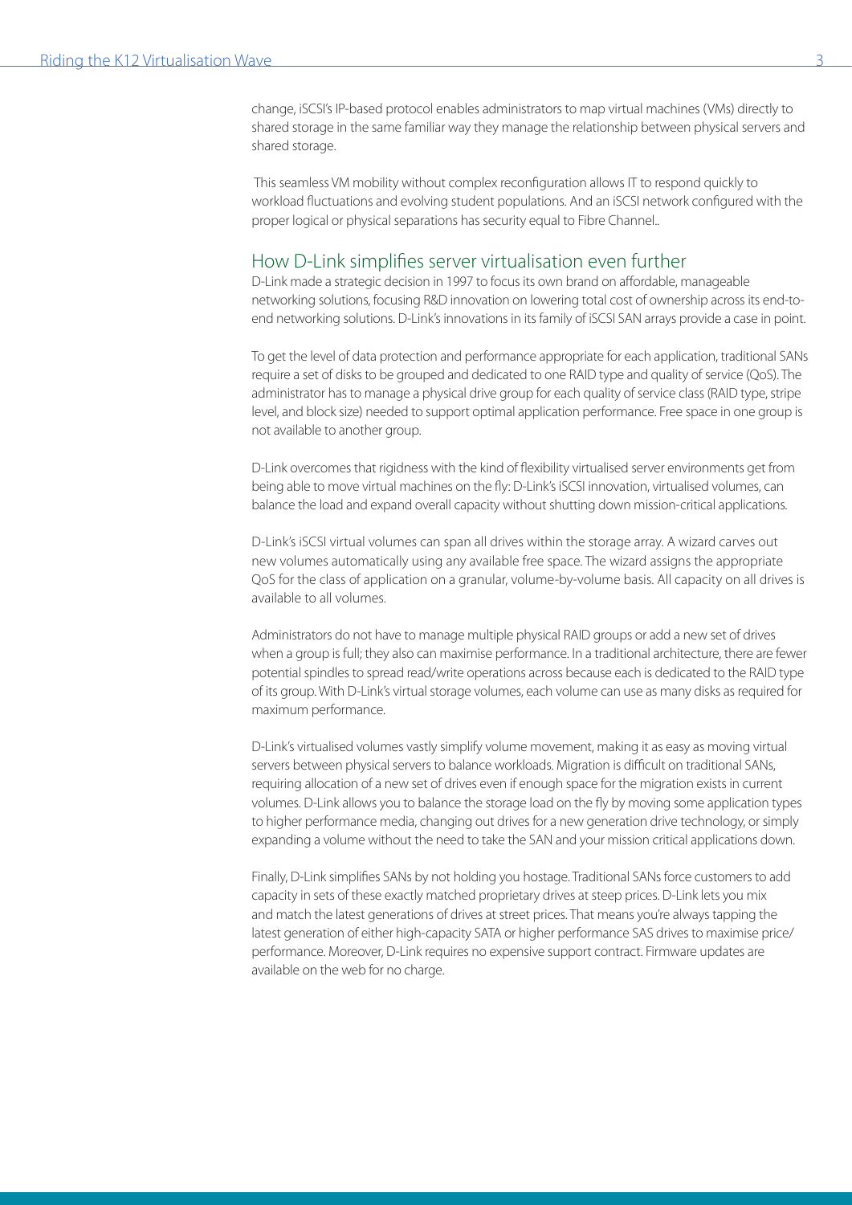change, iSCSI's IP-based protocol enables administrators to map virtual machines (VMs) directly to shared storage in the same familiar way they manage the relationship between physical servers and shared storage.

This seamless VM mobility without complex reconfiguration allows IT to respond quickly to workload fluctuations and evolving student populations. And an iSCSI network configured with the proper logical or physical separations has security equal to Fibre Channel..

## How D-Link simplifies server virtualisation even further

D-Link made a strategic decision in 1997 to focus its own brand on affordable, manageable networking solutions, focusing R&D innovation on lowering total cost of ownership across its end-to-end networking solutions. D-Link's innovations in its family of iSCSI SAN arrays provide a case in point.

To get the level of data protection and performance appropriate for each application, traditional SANs require a set of disks to be grouped and dedicated to one RAID type and quality of service (QoS). The administrator has to manage a physical drive group for each quality of service class (RAID type, stripe level, and block size) needed to support optimal application performance. Free space in one group is not available to another group.

D-Link overcomes that rigidness with the kind of flexibility virtualised server environments get from being able to move virtual machines on the fly: D-Link's iSCSI innovation, virtualised volumes, can balance the load and expand overall capacity without shutting down mission-critical applications.

D-Link's iSCSI virtual volumes can span all drives within the storage array. A wizard carves out new volumes automatically using any available free space. The wizard assigns the appropriate QoS for the class of application on a granular, volume-by-volume basis. All capacity on all drives is available to all volumes.

Administrators do not have to manage multiple physical RAID groups or add a new set of drives when a group is full; they also can maximise performance. In a traditional architecture, there are fewer potential spindles to spread read/write operations across because each is dedicated to the RAID type of its group. With D-Link's virtual storage volumes, each volume can use as many disks as required for maximum performance.

D-Link's virtualised volumes vastly simplify volume movement, making it as easy as moving virtual servers between physical servers to balance workloads. Migration is difficult on traditional SANs, requiring allocation of a new set of drives even if enough space for the migration exists in current volumes. D-Link allows you to balance the storage load on the fly by moving some application types to higher performance media, changing out drives for a new generation drive technology, or simply expanding a volume without the need to take the SAN and your mission critical applications down.

Finally, D-Link simplifies SANs by not holding you hostage. Traditional SANs force customers to add capacity in sets of these exactly matched proprietary drives at steep prices. D-Link lets you mix and match the latest generations of drives at street prices. That means you're always tapping the latest generation of either high-capacity SATA or higher performance SAS drives to maximise price/performance. Moreover, D-Link requires no expensive support contract. Firmware updates are available on the web for no charge.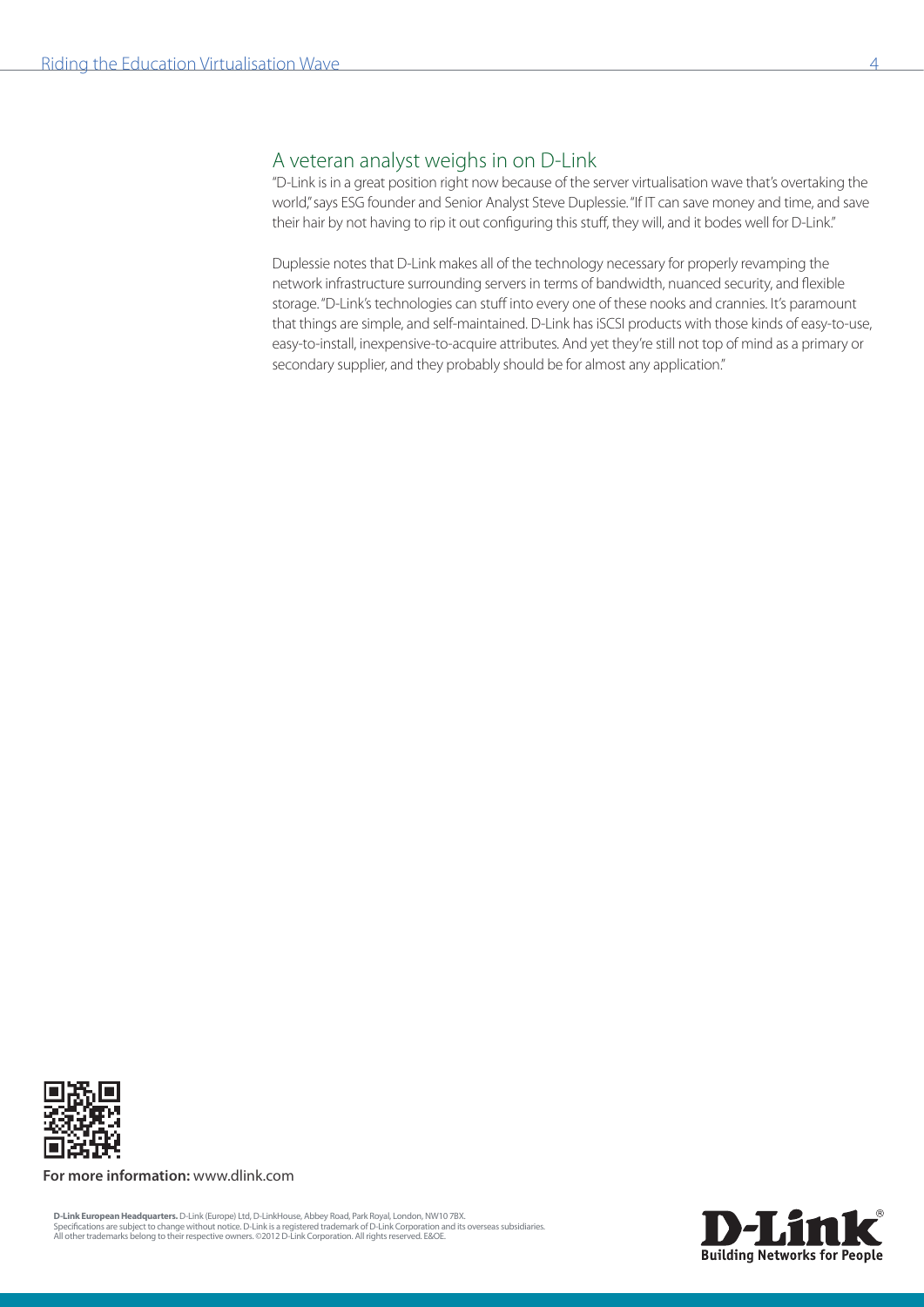## A veteran analyst weighs in on D-Link

"D-Link is in a great position right now because of the server virtualisation wave that's overtaking the world," says ESG founder and Senior Analyst Steve Duplessie. "If IT can save money and time, and save their hair by not having to rip it out configuring this stuff, they will, and it bodes well for D-Link."

Duplessie notes that D-Link makes all of the technology necessary for properly revamping the network infrastructure surrounding servers in terms of bandwidth, nuanced security, and flexible storage. "D-Link's technologies can stuff into every one of these nooks and crannies. It's paramount that things are simple, and self-maintained. D-Link has iSCSI products with those kinds of easy-to-use, easy-to-install, inexpensive-to-acquire attributes. And yet they're still not top of mind as a primary or secondary supplier, and they probably should be for almost any application."

**For more information:** www.dlink.com

**D-Link European Headquarters.** D-Link (Europe) Ltd, D-LinkHouse, Abbey Road, Park Royal, London, NW10 7BX.
Specifications are subject to change without notice. D-Link is a registered trademark of D-Link Corporation and its overseas subsidiaries.
All other trademarks belong to their respective owners. ©2012 D-Link Corporation. All rights reserved. E&OE.

D-Link®
Building Networks for People